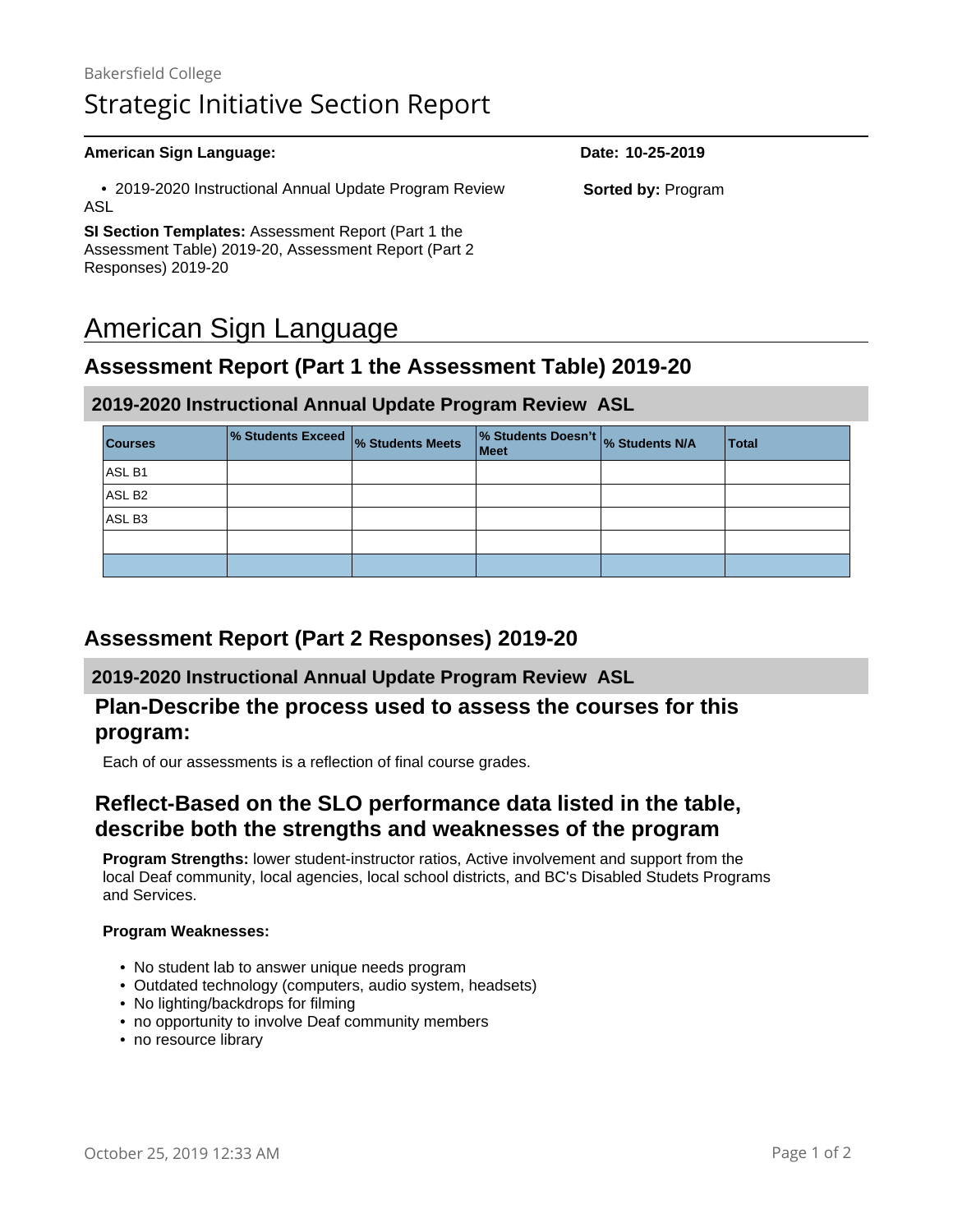Bakersfield College

# Strategic Initiative Section Report

**American Sign Language:** **Date: 10-25-2019**

- 2019-2020 Instructional Annual Update Program Review ASL

**Sorted by:** Program

**SI Section Templates:** Assessment Report (Part 1 the Assessment Table) 2019-20, Assessment Report (Part 2 Responses) 2019-20

# American Sign Language

## Assessment Report (Part 1 the Assessment Table) 2019-20

### 2019-2020 Instructional Annual Update Program Review ASL

| Courses | % Students Exceed | % Students Meets | % Students Doesn't Meet | % Students N/A | Total |
|---|---|---|---|---|---|
| ASL B1 | | | | | |
| ASL B2 | | | | | |
| ASL B3 | | | | | |
| | | | | | |
| | | | | | |

## Assessment Report (Part 2 Responses) 2019-20

### 2019-2020 Instructional Annual Update Program Review ASL

### Plan-Describe the process used to assess the courses for this program:

Each of our assessments is a reflection of final course grades.

### Reflect-Based on the SLO performance data listed in the table, describe both the strengths and weaknesses of the program

**Program Strengths:** lower student-instructor ratios, Active involvement and support from the local Deaf community, local agencies, local school districts, and BC's Disabled Studets Programs and Services.

**Program Weaknesses:**

- No student lab to answer unique needs program
- Outdated technology (computers, audio system, headsets)
- No lighting/backdrops for filming
- no opportunity to involve Deaf community members
- no resource library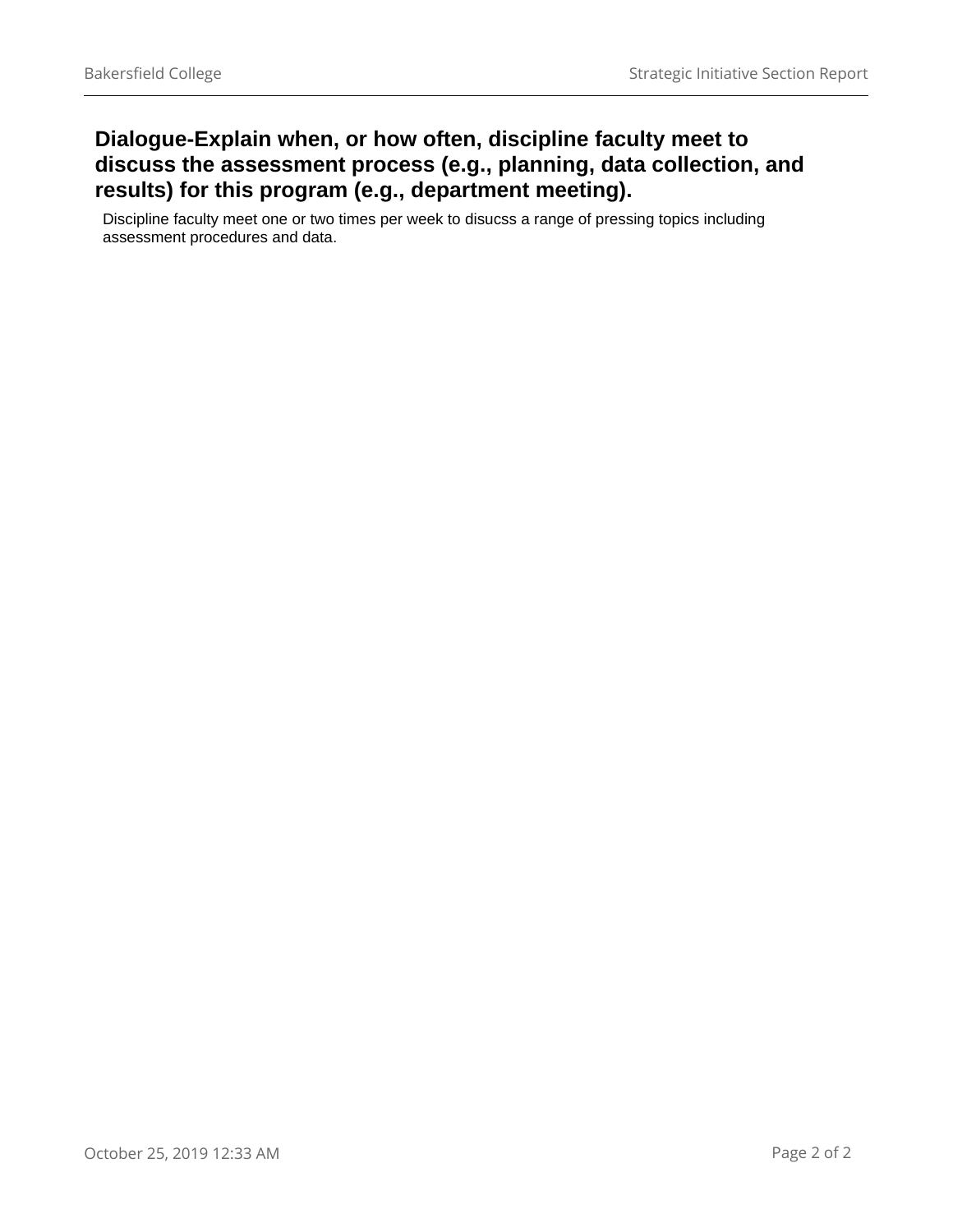## Dialogue-Explain when, or how often, discipline faculty meet to discuss the assessment process (e.g., planning, data collection, and results) for this program (e.g., department meeting).

Discipline faculty meet one or two times per week to disucss a range of pressing topics including assessment procedures and data.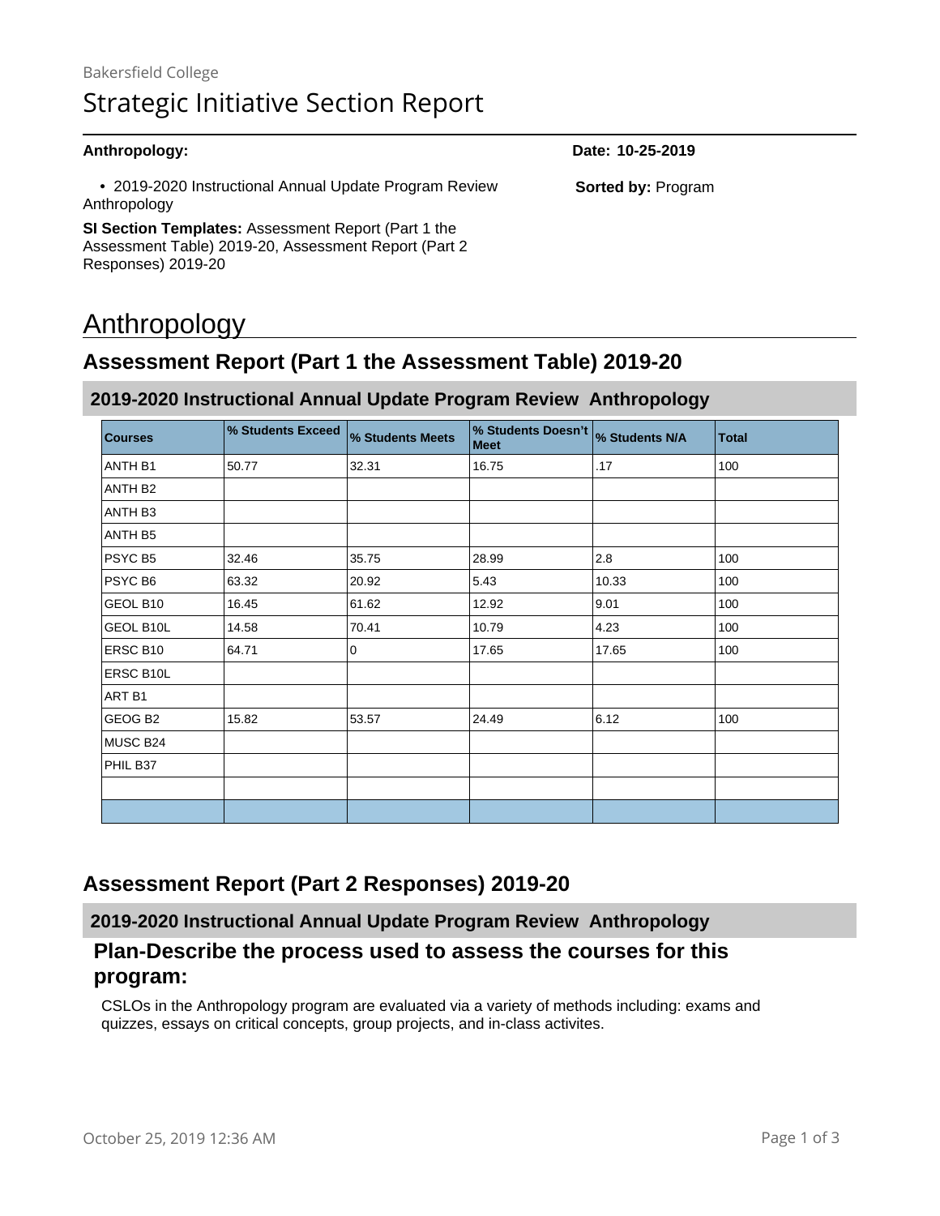Bakersfield College

# Strategic Initiative Section Report

**Anthropology:** **Date: 10-25-2019**

- 2019-2020 Instructional Annual Update Program Review Anthropology

**Sorted by:** Program

**SI Section Templates:** Assessment Report (Part 1 the Assessment Table) 2019-20, Assessment Report (Part 2 Responses) 2019-20

# Anthropology

## Assessment Report (Part 1 the Assessment Table) 2019-20

### 2019-2020 Instructional Annual Update Program Review Anthropology

| Courses | % Students Exceed | % Students Meets | % Students Doesn't Meet | % Students N/A | Total |
|---|---|---|---|---|---|
| ANTH B1 | 50.77 | 32.31 | 16.75 | .17 | 100 |
| ANTH B2 | | | | | |
| ANTH B3 | | | | | |
| ANTH B5 | | | | | |
| PSYC B5 | 32.46 | 35.75 | 28.99 | 2.8 | 100 |
| PSYC B6 | 63.32 | 20.92 | 5.43 | 10.33 | 100 |
| GEOL B10 | 16.45 | 61.62 | 12.92 | 9.01 | 100 |
| GEOL B10L | 14.58 | 70.41 | 10.79 | 4.23 | 100 |
| ERSC B10 | 64.71 | 0 | 17.65 | 17.65 | 100 |
| ERSC B10L | | | | | |
| ART B1 | | | | | |
| GEOG B2 | 15.82 | 53.57 | 24.49 | 6.12 | 100 |
| MUSC B24 | | | | | |
| PHIL B37 | | | | | |
| | | | | | |
| | | | | | |

## Assessment Report (Part 2 Responses) 2019-20

### 2019-2020 Instructional Annual Update Program Review Anthropology

#### Plan-Describe the process used to assess the courses for this program:

CSLOs in the Anthropology program are evaluated via a variety of methods including: exams and quizzes, essays on critical concepts, group projects, and in-class activites.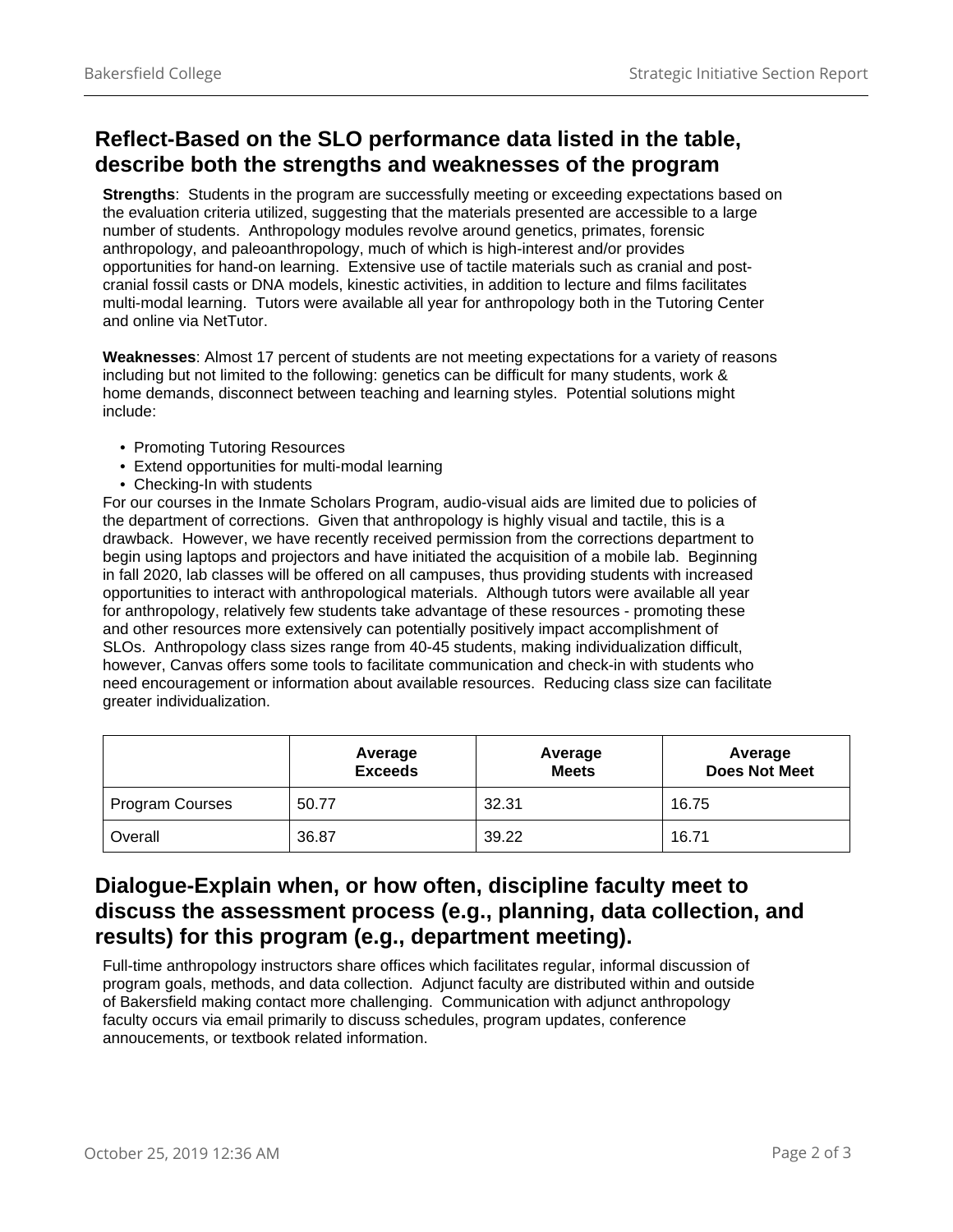## Reflect-Based on the SLO performance data listed in the table, describe both the strengths and weaknesses of the program

**Strengths**: Students in the program are successfully meeting or exceeding expectations based on the evaluation criteria utilized, suggesting that the materials presented are accessible to a large number of students. Anthropology modules revolve around genetics, primates, forensic anthropology, and paleoanthropology, much of which is high-interest and/or provides opportunities for hand-on learning. Extensive use of tactile materials such as cranial and post-cranial fossil casts or DNA models, kinestic activities, in addition to lecture and films facilitates multi-modal learning. Tutors were available all year for anthropology both in the Tutoring Center and online via NetTutor.

**Weaknesses**: Almost 17 percent of students are not meeting expectations for a variety of reasons including but not limited to the following: genetics can be difficult for many students, work & home demands, disconnect between teaching and learning styles. Potential solutions might include:

- Promoting Tutoring Resources
- Extend opportunities for multi-modal learning
- Checking-In with students

For our courses in the Inmate Scholars Program, audio-visual aids are limited due to policies of the department of corrections. Given that anthropology is highly visual and tactile, this is a drawback. However, we have recently received permission from the corrections department to begin using laptops and projectors and have initiated the acquisition of a mobile lab. Beginning in fall 2020, lab classes will be offered on all campuses, thus providing students with increased opportunities to interact with anthropological materials. Although tutors were available all year for anthropology, relatively few students take advantage of these resources - promoting these and other resources more extensively can potentially positively impact accomplishment of SLOs. Anthropology class sizes range from 40-45 students, making individualization difficult, however, Canvas offers some tools to facilitate communication and check-in with students who need encouragement or information about available resources. Reducing class size can facilitate greater individualization.

| | Average Exceeds | Average Meets | Average Does Not Meet |
|---|---|---|---|
| Program Courses | 50.77 | 32.31 | 16.75 |
| Overall | 36.87 | 39.22 | 16.71 |

## Dialogue-Explain when, or how often, discipline faculty meet to discuss the assessment process (e.g., planning, data collection, and results) for this program (e.g., department meeting).

Full-time anthropology instructors share offices which facilitates regular, informal discussion of program goals, methods, and data collection. Adjunct faculty are distributed within and outside of Bakersfield making contact more challenging. Communication with adjunct anthropology faculty occurs via email primarily to discuss schedules, program updates, conference annoucements, or textbook related information.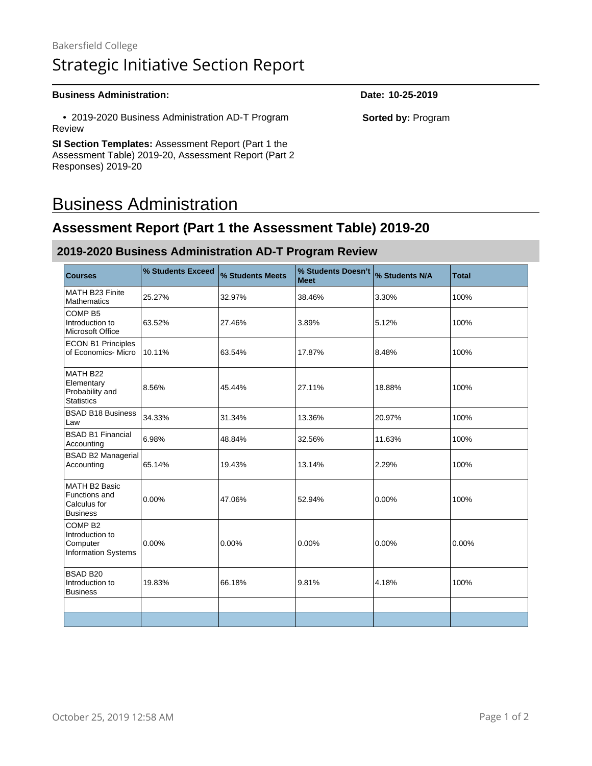Bakersfield College

# Strategic Initiative Section Report

**Business Administration:** **Date: 10-25-2019**

- 2019-2020 Business Administration AD-T Program Review

**Sorted by:** Program

**SI Section Templates:** Assessment Report (Part 1 the Assessment Table) 2019-20, Assessment Report (Part 2 Responses) 2019-20

# Business Administration

## Assessment Report (Part 1 the Assessment Table) 2019-20

### 2019-2020 Business Administration AD-T Program Review

| Courses | % Students Exceed | % Students Meets | % Students Doesn't Meet | % Students N/A | Total |
|---|---|---|---|---|---|
| MATH B23 Finite Mathematics | 25.27% | 32.97% | 38.46% | 3.30% | 100% |
| COMP B5 Introduction to Microsoft Office | 63.52% | 27.46% | 3.89% | 5.12% | 100% |
| ECON B1 Principles of Economics- Micro | 10.11% | 63.54% | 17.87% | 8.48% | 100% |
| MATH B22 Elementary Probability and Statistics | 8.56% | 45.44% | 27.11% | 18.88% | 100% |
| BSAD B18 Business Law | 34.33% | 31.34% | 13.36% | 20.97% | 100% |
| BSAD B1 Financial Accounting | 6.98% | 48.84% | 32.56% | 11.63% | 100% |
| BSAD B2 Managerial Accounting | 65.14% | 19.43% | 13.14% | 2.29% | 100% |
| MATH B2 Basic Functions and Calculus for Business | 0.00% | 47.06% | 52.94% | 0.00% | 100% |
| COMP B2 Introduction to Computer Information Systems | 0.00% | 0.00% | 0.00% | 0.00% | 0.00% |
| BSAD B20 Introduction to Business | 19.83% | 66.18% | 9.81% | 4.18% | 100% |
| | | | | | |
| | | | | | |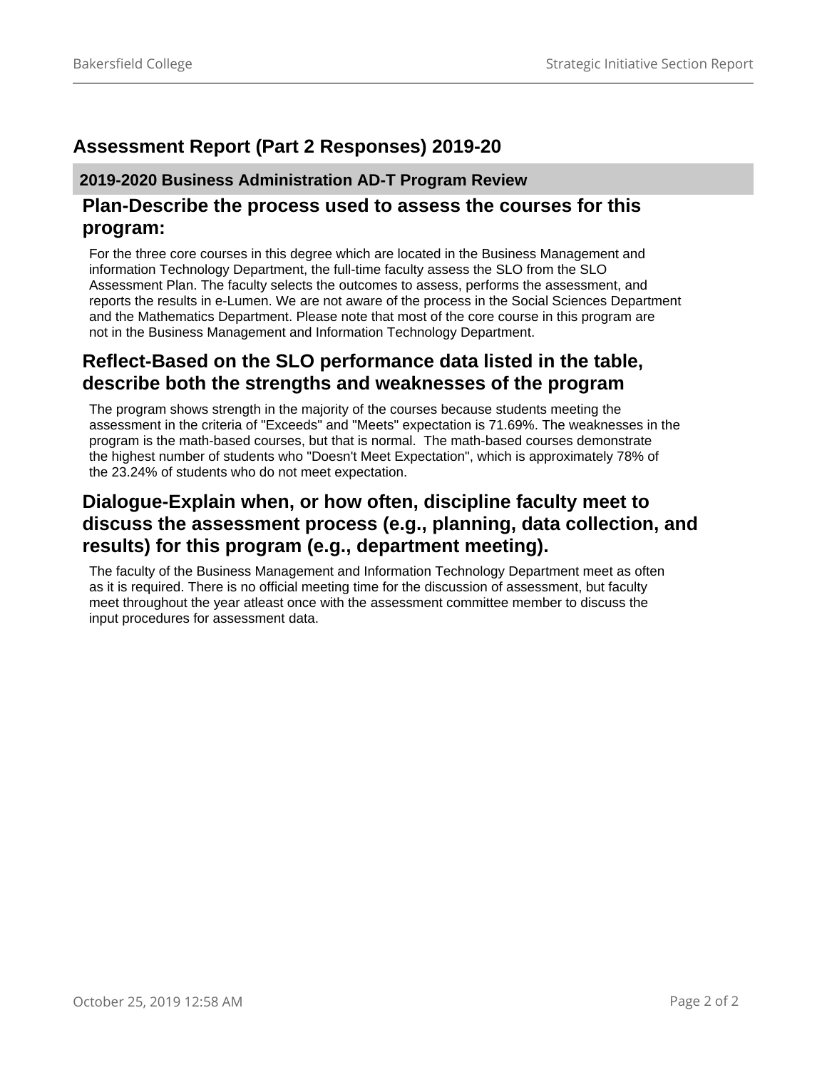# Assessment Report (Part 2 Responses) 2019-20

## 2019-2020 Business Administration AD-T Program Review

### Plan-Describe the process used to assess the courses for this program:

For the three core courses in this degree which are located in the Business Management and information Technology Department, the full-time faculty assess the SLO from the SLO Assessment Plan. The faculty selects the outcomes to assess, performs the assessment, and reports the results in e-Lumen. We are not aware of the process in the Social Sciences Department and the Mathematics Department. Please note that most of the core course in this program are not in the Business Management and Information Technology Department.

### Reflect-Based on the SLO performance data listed in the table, describe both the strengths and weaknesses of the program

The program shows strength in the majority of the courses because students meeting the assessment in the criteria of "Exceeds" and "Meets" expectation is 71.69%. The weaknesses in the program is the math-based courses, but that is normal. The math-based courses demonstrate the highest number of students who "Doesn't Meet Expectation", which is approximately 78% of the 23.24% of students who do not meet expectation.

### Dialogue-Explain when, or how often, discipline faculty meet to discuss the assessment process (e.g., planning, data collection, and results) for this program (e.g., department meeting).

The faculty of the Business Management and Information Technology Department meet as often as it is required. There is no official meeting time for the discussion of assessment, but faculty meet throughout the year atleast once with the assessment committee member to discuss the input procedures for assessment data.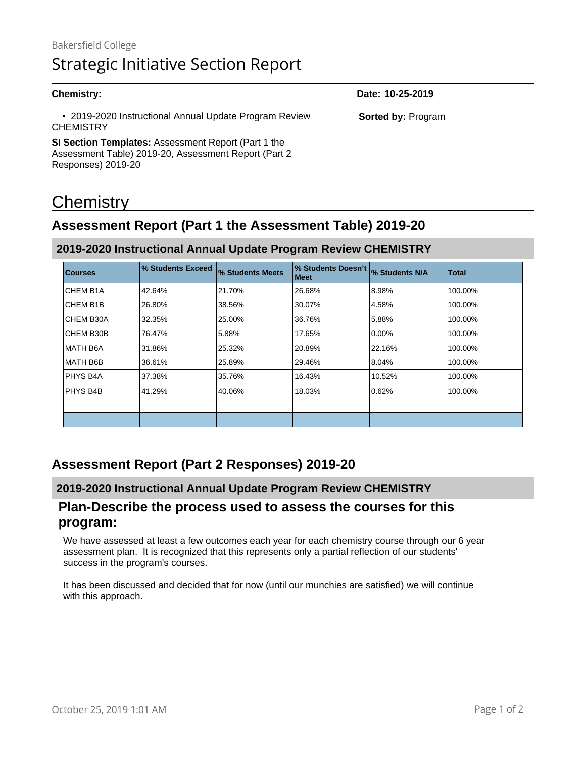Bakersfield College

# Strategic Initiative Section Report

**Chemistry:**

**Date: 10-25-2019**

- 2019-2020 Instructional Annual Update Program Review CHEMISTRY

**Sorted by:** Program

**SI Section Templates:** Assessment Report (Part 1 the Assessment Table) 2019-20, Assessment Report (Part 2 Responses) 2019-20

# Chemistry

## Assessment Report (Part 1 the Assessment Table) 2019-20

### 2019-2020 Instructional Annual Update Program Review CHEMISTRY

| Courses | % Students Exceed | % Students Meets | % Students Doesn't Meet | % Students N/A | Total |
|---|---|---|---|---|---|
| CHEM B1A | 42.64% | 21.70% | 26.68% | 8.98% | 100.00% |
| CHEM B1B | 26.80% | 38.56% | 30.07% | 4.58% | 100.00% |
| CHEM B30A | 32.35% | 25.00% | 36.76% | 5.88% | 100.00% |
| CHEM B30B | 76.47% | 5.88% | 17.65% | 0.00% | 100.00% |
| MATH B6A | 31.86% | 25.32% | 20.89% | 22.16% | 100.00% |
| MATH B6B | 36.61% | 25.89% | 29.46% | 8.04% | 100.00% |
| PHYS B4A | 37.38% | 35.76% | 16.43% | 10.52% | 100.00% |
| PHYS B4B | 41.29% | 40.06% | 18.03% | 0.62% | 100.00% |
| | | | | | |
| | | | | | |

## Assessment Report (Part 2 Responses) 2019-20

### 2019-2020 Instructional Annual Update Program Review CHEMISTRY

#### Plan-Describe the process used to assess the courses for this program:

We have assessed at least a few outcomes each year for each chemistry course through our 6 year assessment plan. It is recognized that this represents only a partial reflection of our students' success in the program's courses.

It has been discussed and decided that for now (until our munchies are satisfied) we will continue with this approach.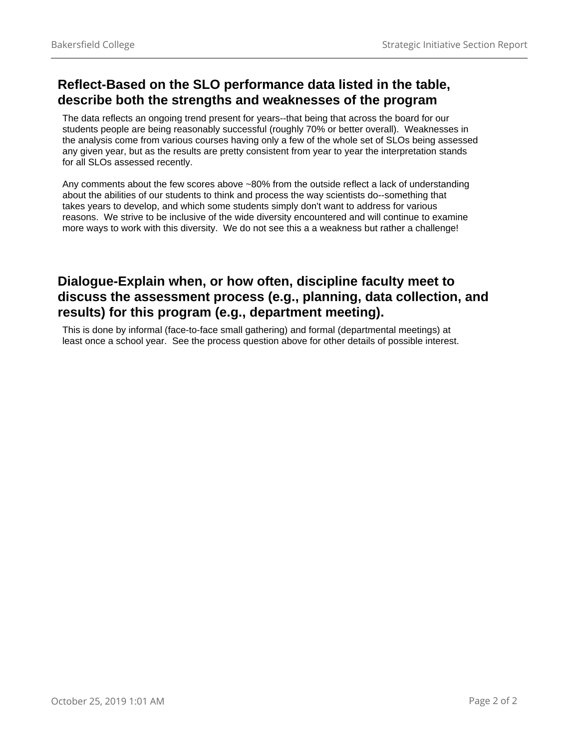## Reflect-Based on the SLO performance data listed in the table, describe both the strengths and weaknesses of the program

The data reflects an ongoing trend present for years--that being that across the board for our students people are being reasonably successful (roughly 70% or better overall). Weaknesses in the analysis come from various courses having only a few of the whole set of SLOs being assessed any given year, but as the results are pretty consistent from year to year the interpretation stands for all SLOs assessed recently.

Any comments about the few scores above ~80% from the outside reflect a lack of understanding about the abilities of our students to think and process the way scientists do--something that takes years to develop, and which some students simply don't want to address for various reasons. We strive to be inclusive of the wide diversity encountered and will continue to examine more ways to work with this diversity. We do not see this a a weakness but rather a challenge!

## Dialogue-Explain when, or how often, discipline faculty meet to discuss the assessment process (e.g., planning, data collection, and results) for this program (e.g., department meeting).

This is done by informal (face-to-face small gathering) and formal (departmental meetings) at least once a school year. See the process question above for other details of possible interest.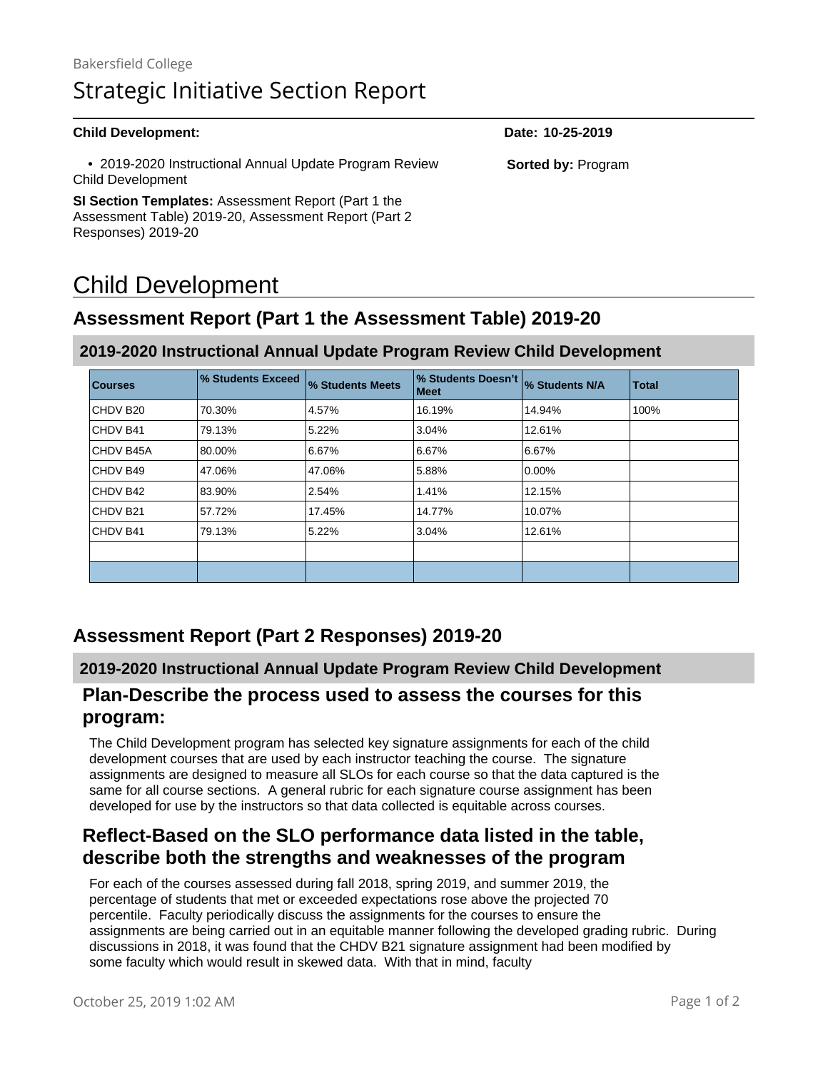Bakersfield College

# Strategic Initiative Section Report

**Child Development:** **Date: 10-25-2019**

- 2019-2020 Instructional Annual Update Program Review Child Development

**Sorted by:** Program

**SI Section Templates:** Assessment Report (Part 1 the Assessment Table) 2019-20, Assessment Report (Part 2 Responses) 2019-20

# Child Development

## Assessment Report (Part 1 the Assessment Table) 2019-20

### 2019-2020 Instructional Annual Update Program Review Child Development

| Courses | % Students Exceed | % Students Meets | % Students Doesn't Meet | % Students N/A | Total |
|---|---|---|---|---|---|
| CHDV B20 | 70.30% | 4.57% | 16.19% | 14.94% | 100% |
| CHDV B41 | 79.13% | 5.22% | 3.04% | 12.61% | |
| CHDV B45A | 80.00% | 6.67% | 6.67% | 6.67% | |
| CHDV B49 | 47.06% | 47.06% | 5.88% | 0.00% | |
| CHDV B42 | 83.90% | 2.54% | 1.41% | 12.15% | |
| CHDV B21 | 57.72% | 17.45% | 14.77% | 10.07% | |
| CHDV B41 | 79.13% | 5.22% | 3.04% | 12.61% | |
| | | | | | |
| | | | | | |

## Assessment Report (Part 2 Responses) 2019-20

### 2019-2020 Instructional Annual Update Program Review Child Development

### Plan-Describe the process used to assess the courses for this program:

The Child Development program has selected key signature assignments for each of the child development courses that are used by each instructor teaching the course. The signature assignments are designed to measure all SLOs for each course so that the data captured is the same for all course sections. A general rubric for each signature course assignment has been developed for use by the instructors so that data collected is equitable across courses.

### Reflect-Based on the SLO performance data listed in the table, describe both the strengths and weaknesses of the program

For each of the courses assessed during fall 2018, spring 2019, and summer 2019, the percentage of students that met or exceeded expectations rose above the projected 70 percentile. Faculty periodically discuss the assignments for the courses to ensure the assignments are being carried out in an equitable manner following the developed grading rubric. During discussions in 2018, it was found that the CHDV B21 signature assignment had been modified by some faculty which would result in skewed data. With that in mind, faculty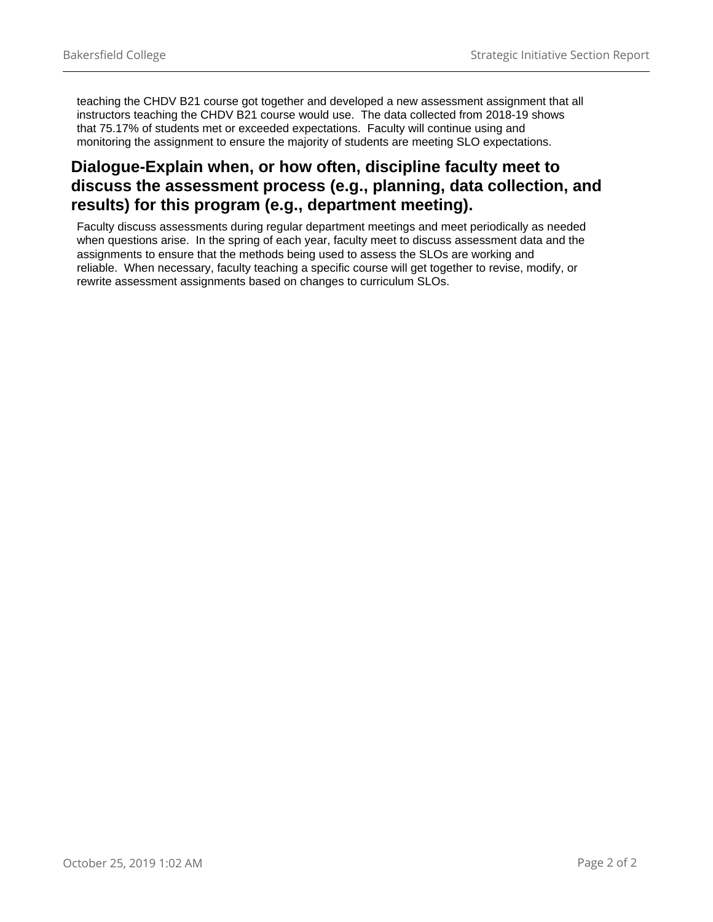teaching the CHDV B21 course got together and developed a new assessment assignment that all instructors teaching the CHDV B21 course would use.  The data collected from 2018-19 shows that 75.17% of students met or exceeded expectations.  Faculty will continue using and monitoring the assignment to ensure the majority of students are meeting SLO expectations.

## Dialogue-Explain when, or how often, discipline faculty meet to discuss the assessment process (e.g., planning, data collection, and results) for this program (e.g., department meeting).

Faculty discuss assessments during regular department meetings and meet periodically as needed when questions arise.  In the spring of each year, faculty meet to discuss assessment data and the assignments to ensure that the methods being used to assess the SLOs are working and reliable.  When necessary, faculty teaching a specific course will get together to revise, modify, or rewrite assessment assignments based on changes to curriculum SLOs.